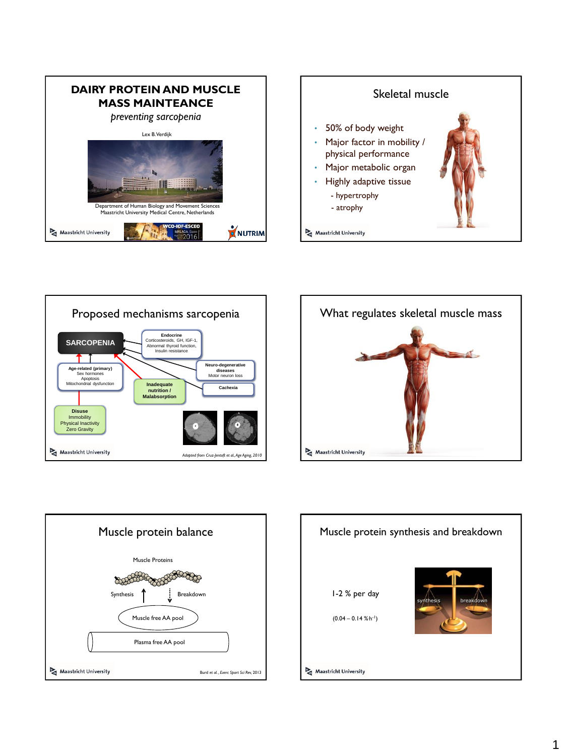# DAIRY PROTEIN AND MUSCLE MASS MAINTEANCE

*preventing sarcopenia*

Lex B.Verdijk

Department of Human Biology and Movement Sciences
Maastricht University Medical Centre, Netherlands

Maastricht University

WCO-IOF-ESCEO MALAGA Spain 2016

NUTRIM

## Skeletal muscle

- 50% of body weight
- Major factor in mobility / physical performance
- Major metabolic organ
- Highly adaptive tissue
  - hypertrophy
  - atrophy

Maastricht University

## Proposed mechanisms sarcopenia

**SARCOPENIA**

**Endocrine**
Corticosteroids, GH, IGF-1, Abnormal thyroid function, Insulin resistance

**Age-related (primary)**
Sex hormones
Apoptosis
Mitochondrial dysfunction

**Neuro-degenerative diseases**
Motor neuron loss

**Inadequate nutrition / Malabsorption**

**Cachexia**

**Disuse**
Immobility
Physical Inactivity
Zero Gravity

Maastricht University

*Adapted from Cruz-Jentoft et al., Age Aging, 2010*

## What regulates skeletal muscle mass

Maastricht University

## Muscle protein balance

Muscle Proteins

Synthesis

Breakdown

Muscle free AA pool

Plasma free AA pool

Maastricht University

Burd *et al., Exerc Sport Sci Rev*, 2013

## Muscle protein synthesis and breakdown

1-2 % per day

(0.04 – 0.14 $\%\cdot h^{-1}$)

synthesis

breakdown

Maastricht University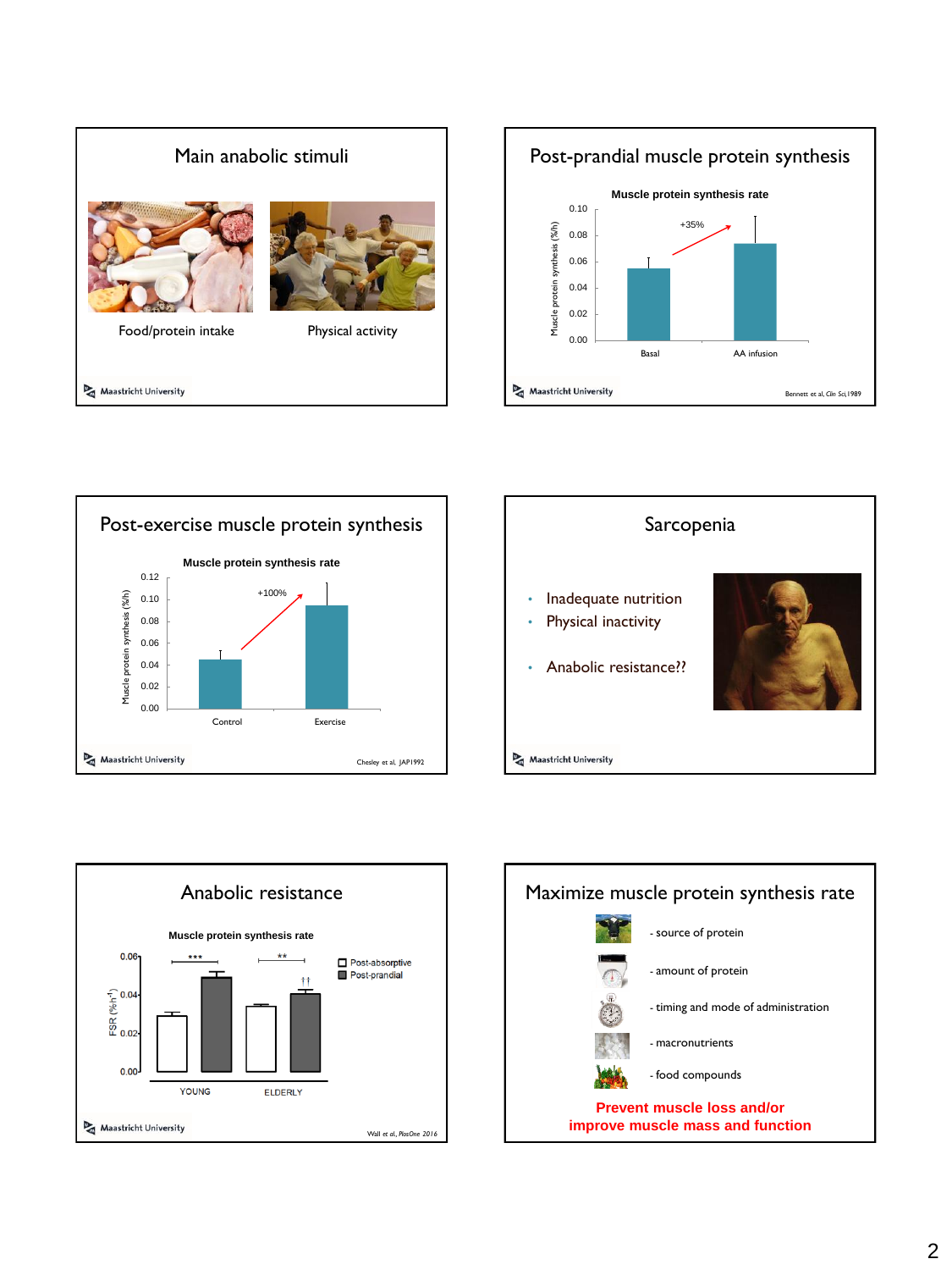## Main anabolic stimuli

Food/protein intake

Physical activity

Maastricht University

## Post-prandial muscle protein synthesis

**Muscle protein synthesis rate**

Muscle protein synthesis (%/h)

0.10, 0.08, 0.06, 0.04, 0.02, 0.00

+35%

Basal — AA infusion

Maastricht University

Bennett et al, *Clin Sci*, 1989

## Post-exercise muscle protein synthesis

**Muscle protein synthesis rate**

Muscle protein synthesis (%/h)

0.12, 0.10, 0.08, 0.06, 0.04, 0.02, 0.00

+100%

Control — Exercise

Maastricht University

Chesley et al, JAP 1992

## Sarcopenia

- Inadequate nutrition
- Physical inactivity
- Anabolic resistance??

Maastricht University

## Anabolic resistance

**Muscle protein synthesis rate**

FSR ($\%\cdot h^{-1}$)

0.06, 0.04, 0.02, 0.00

*** — ** — ††

☐ Post-absorptive
■ Post-prandial

YOUNG — ELDERLY

Maastricht University

Wall et al, *PlosOne* 2016

## Maximize muscle protein synthesis rate

- source of protein
- amount of protein
- timing and mode of administration
- macronutrients
- food compounds

**Prevent muscle loss and/or improve muscle mass and function**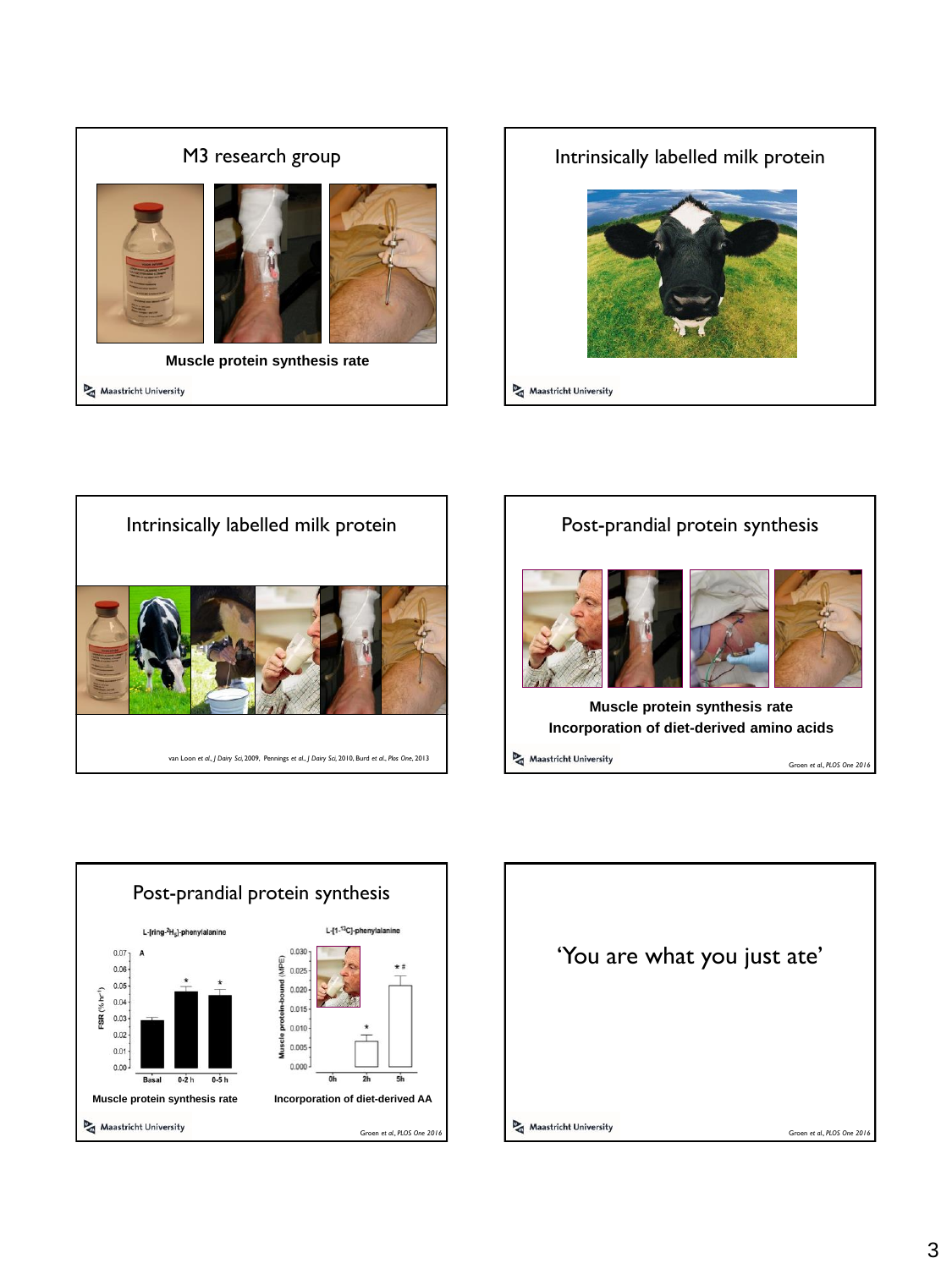## M3 research group

**Muscle protein synthesis rate**

Maastricht University

## Intrinsically labelled milk protein

Maastricht University

## Intrinsically labelled milk protein

van Loon *et al., J Dairy Sci*, 2009, Pennings *et al., J Dairy Sci*, 2010, Burd *et al., Plos One*, 2013

## Post-prandial protein synthesis

**Muscle protein synthesis rate**

**Incorporation of diet-derived amino acids**

Maastricht University

Groen *et al., PLOS One 2016*

## Post-prandial protein synthesis

L-[ring-$^2H_5$]-phenylalanine

A

FSR (% $h^{-1}$)

0.00, 0.01, 0.02, 0.03, 0.04, 0.05, 0.06, 0.07

Basal, 0-2 h, 0-5 h

L-[1-$^{13}C$]-phenylalanine

Muscle protein-bound (MPE)

0.000, 0.005, 0.010, 0.015, 0.020, 0.025, 0.030

0h, 2h, 5h

**Muscle protein synthesis rate**

**Incorporation of diet-derived AA**

Maastricht University

Groen *et al., PLOS One 2016*

## 'You are what you just ate'

Maastricht University

Groen *et al., PLOS One 2016*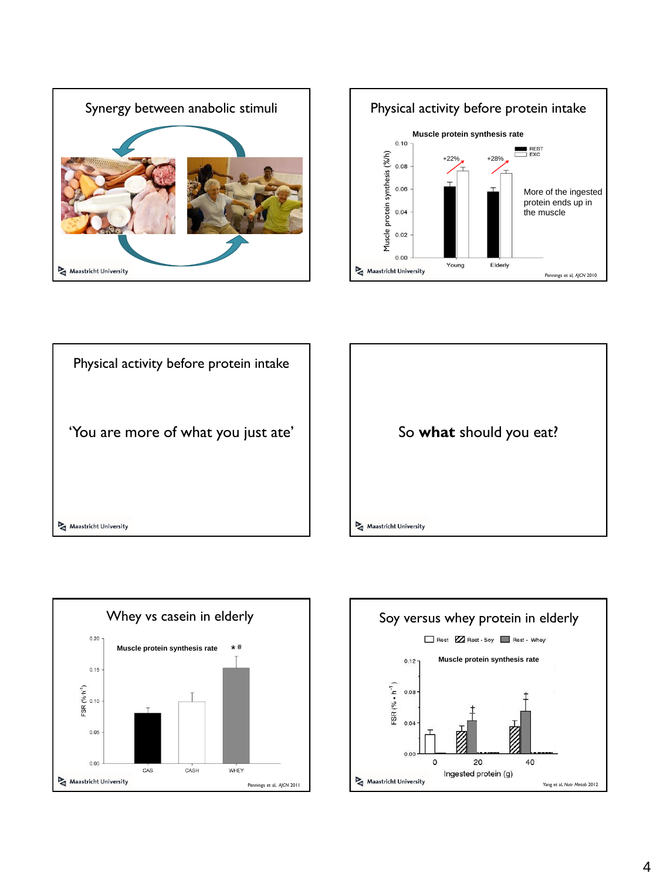## Synergy between anabolic stimuli

Maastricht University

## Physical activity before protein intake

Muscle protein synthesis rate

| | REST | EXC |
|---|---|---|
| Young | | +22% |
| Elderly | | +28% |

Muscle protein synthesis (%/h): 0.00, 0.02, 0.04, 0.06, 0.08, 0.10

More of the ingested protein ends up in the muscle

Maastricht University

Pennings et al, *AJCN* 2010

## Physical activity before protein intake

'You are more of what you just ate'

Maastricht University

## So **what** should you eat?

Maastricht University

## Whey vs casein in elderly

Muscle protein synthesis rate * #

FSR (%·h$^{-1}$): 0.00, 0.05, 0.10, 0.15, 0.20

CAS, CASH, WHEY

Maastricht University

Pennings et al, *AJCN* 2011

## Soy versus whey protein in elderly

Rest, Rest - Soy, Rest - Whey

Muscle protein synthesis rate

FSR (%·h$^{-1}$): 0.00, 0.04, 0.08, 0.12

Ingested protein (g): 0, 20, 40

Maastricht University

Yang et al, *Nutr Metab* 2012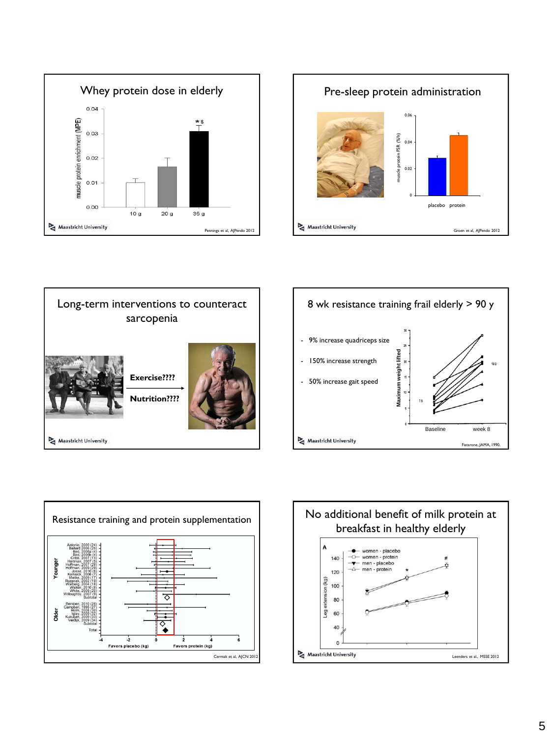## Whey protein dose in elderly

muscle protein enrichment (MPE)

0.04, 0.03, 0.02, 0.01, 0.00

10 g | 20 g | 35 g

*$

Maastricht University

Pennings et al, AJPendo 2012

## Pre-sleep protein administration

muscle protein FSR (%/h)

0.06, 0.04, 0.02, 0

placebo protein

Maastricht University

Groen et al, AJPendo 2012

## Long-term interventions to counteract sarcopenia

**Exercise????**

**Nutrition????**

Maastricht University

## 8 wk resistance training frail elderly > 90 y

- 9% increase quadriceps size
- 150% increase strength
- 50% increase gait speed

Maximum weight lifted

Baseline | week 8

Maastricht University

Fiatarone, JAMA, 1990.

## Resistance training and protein supplementation

Younger: Antonio, 2000 (24); Ballard 2006 (25); Bird, 2006a (4); Bird, 2006b (4); Cribb, 2007 (13); Hartman, 2007 (5); Hoffman, 2007 (28); Hoffman, 2009 (29); Josse, 2010 (6); Kerksick, 2006 (7); Mielke, 2009 (17); Rozenek, 2002 (19); Walberg, 2004 (18); Walker, 2010 (8); White, 2009 (20); Willoughby, 2007 (9); Subtotal

Older: Bemben, 2010 (26); Campbell, 1995 (27); Holm, 2008 (30); Iglay, 2009 (32); Kukuljan, 2009 (33); Verdijk, 2009 (34); Subtotal

Total

-4, -2, 0, 2, 4, 6

Favors placebo (kg) | Favors protein (kg)

Cermak et al, AJCN 2012

## No additional benefit of milk protein at breakfast in healthy elderly

A

- women - placebo
- women - protein
- men - placebo
- men - protein

Leg extension (kg)

140, 120, 100, 80, 60, 40, 0

Maastricht University

Leenders et al., MSSE 2012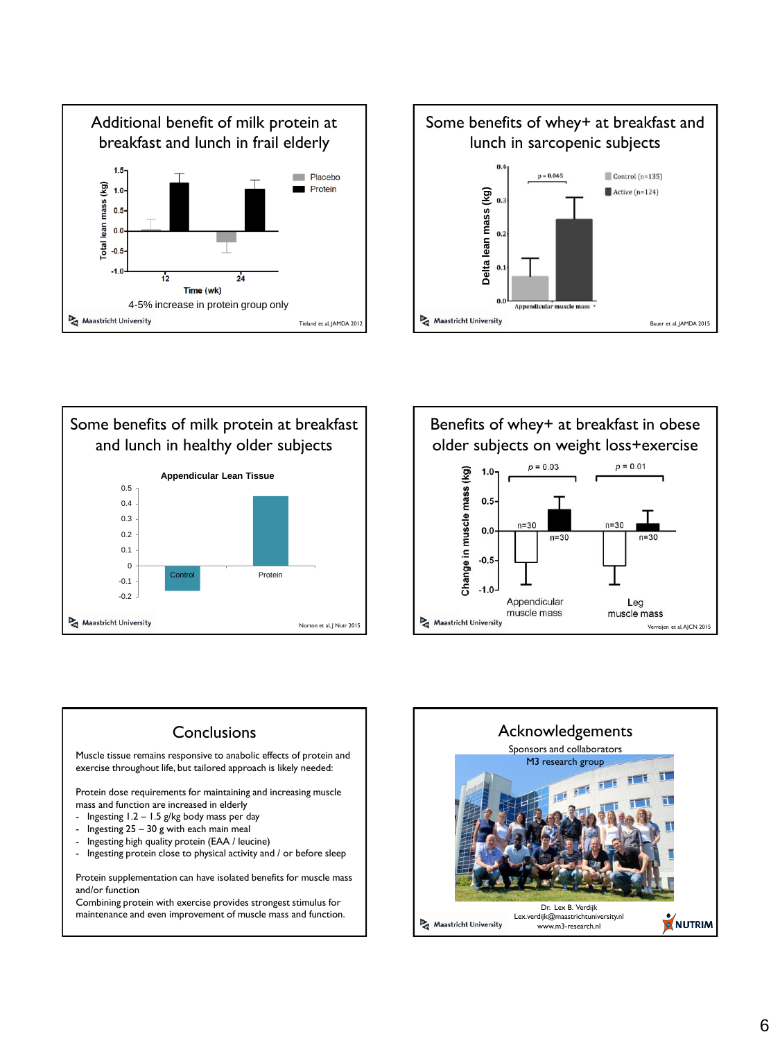## Additional benefit of milk protein at breakfast and lunch in frail elderly

1.5
1.0
0.5
0.0
-0.5
-1.0
Total lean mass (kg)
12
24
Time (wk)
Placebo
Protein

4-5% increase in protein group only

Maastricht University

Tieland et al, JAMDA 2012

## Some benefits of whey+ at breakfast and lunch in sarcopenic subjects

0.4
0.3
0.2
0.1
0.0
Delta lean mass (kg)
p = 0.045
Control (n=135)
Active (n=124)
Appendicular muscle mass

Maastricht University

Bauer et al, JAMDA 2015

## Some benefits of milk protein at breakfast and lunch in healthy older subjects

Appendicular Lean Tissue
0.5
0.4
0.3
0.2
0.1
0
-0.1
-0.2
Control
Protein

Maastricht University

Norton et al, J Nutr 2015

## Benefits of whey+ at breakfast in obese older subjects on weight loss+exercise

Change in muscle mass (kg)
1.0
0.5
0.0
-0.5
-1.0
p = 0.03
p = 0.01
n=30
n=30
n=30
n=30
Appendicular muscle mass
Leg muscle mass

Maastricht University

Verreijen et al, AJCN 2015

## Conclusions

Muscle tissue remains responsive to anabolic effects of protein and exercise throughout life, but tailored approach is likely needed:

Protein dose requirements for maintaining and increasing muscle mass and function are increased in elderly
- Ingesting 1.2 – 1.5 g/kg body mass per day
- Ingesting 25 – 30 g with each main meal
- Ingesting high quality protein (EAA / leucine)
- Ingesting protein close to physical activity and / or before sleep

Protein supplementation can have isolated benefits for muscle mass and/or function
Combining protein with exercise provides strongest stimulus for maintenance and even improvement of muscle mass and function.

## Acknowledgements

Sponsors and collaborators
M3 research group

Dr. Lex B. Verdijk
Lex.verdijk@maastrichtuniversity.nl
www.m3-research.nl

Maastricht University

NUTRIM